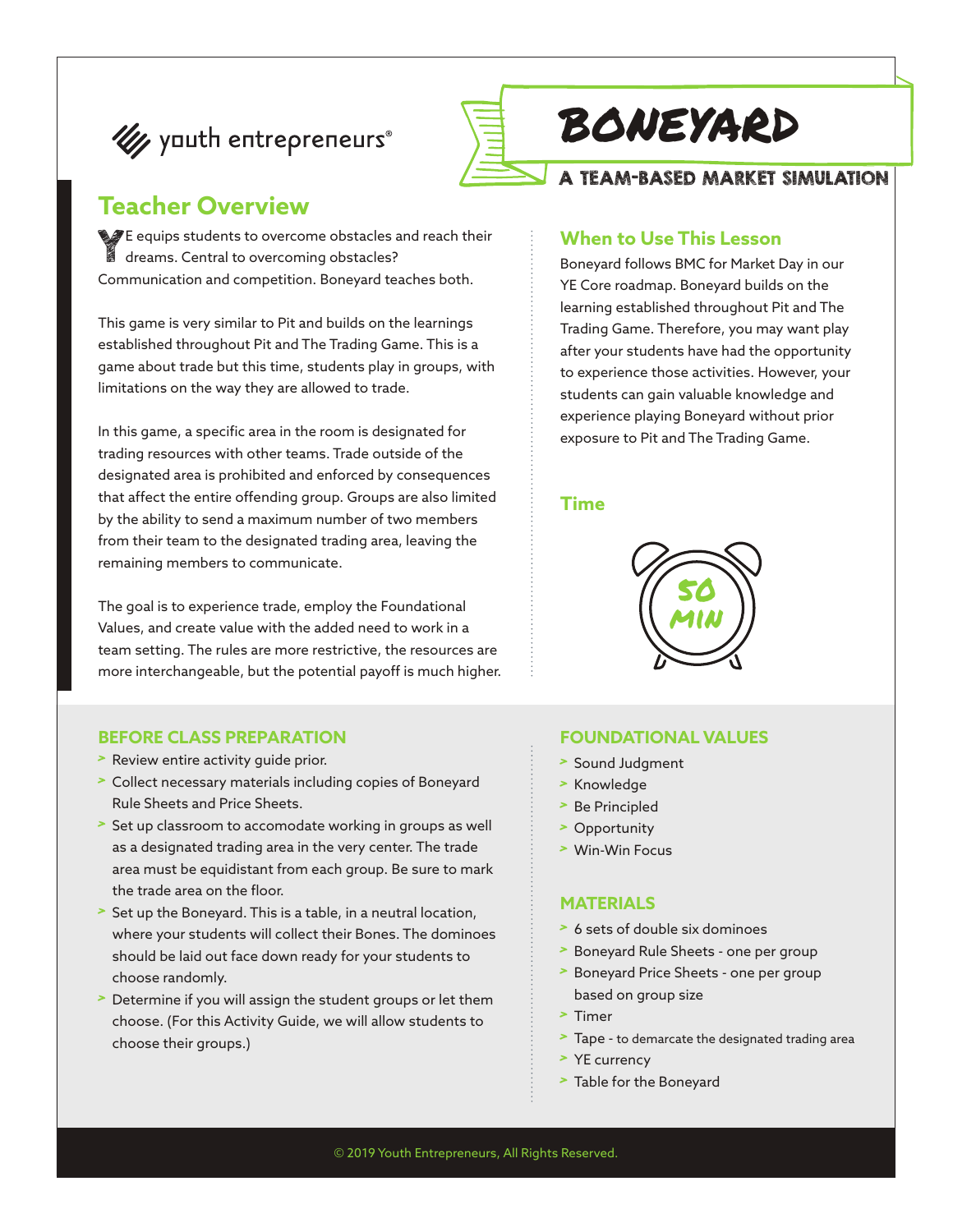youth entrepreneurs®

# BONEYARD

## A TEAM-BASED MARKET SIMULATION

## Teacher Overview

YE equips students to overcome obstacles and reach their dreams. Central to overcoming obstacles? Communication and competition. Boneyard teaches both.

This game is very similar to Pit and builds on the learnings established throughout Pit and The Trading Game. This is a game about trade but this time, students play in groups, with limitations on the way they are allowed to trade.

In this game, a specific area in the room is designated for trading resources with other teams. Trade outside of the designated area is prohibited and enforced by consequences that affect the entire offending group. Groups are also limited by the ability to send a maximum number of two members from their team to the designated trading area, leaving the remaining members to communicate.

The goal is to experience trade, employ the Foundational Values, and create value with the added need to work in a team setting. The rules are more restrictive, the resources are more interchangeable, but the potential payoff is much higher.

## When to Use This Lesson

Boneyard follows BMC for Market Day in our YE Core roadmap. Boneyard builds on the learning established throughout Pit and The Trading Game. Therefore, you may want play after your students have had the opportunity to experience those activities. However, your students can gain valuable knowledge and experience playing Boneyard without prior exposure to Pit and The Trading Game.

## Time

50 MIN

### BEFORE CLASS PREPARATION

- Review entire activity guide prior.
- Collect necessary materials including copies of Boneyard Rule Sheets and Price Sheets.
- Set up classroom to accomodate working in groups as well as a designated trading area in the very center. The trade area must be equidistant from each group. Be sure to mark the trade area on the floor.
- Set up the Boneyard. This is a table, in a neutral location, where your students will collect their Bones. The dominoes should be laid out face down ready for your students to choose randomly.
- Determine if you will assign the student groups or let them choose. (For this Activity Guide, we will allow students to choose their groups.)

### FOUNDATIONAL VALUES

- Sound Judgment
- Knowledge
- Be Principled
- Opportunity
- Win-Win Focus

### MATERIALS

- 6 sets of double six dominoes
- Boneyard Rule Sheets - one per group
- Boneyard Price Sheets - one per group based on group size
- Timer
- Tape - to demarcate the designated trading area
- YE currency
- Table for the Boneyard

© 2019 Youth Entrepreneurs, All Rights Reserved.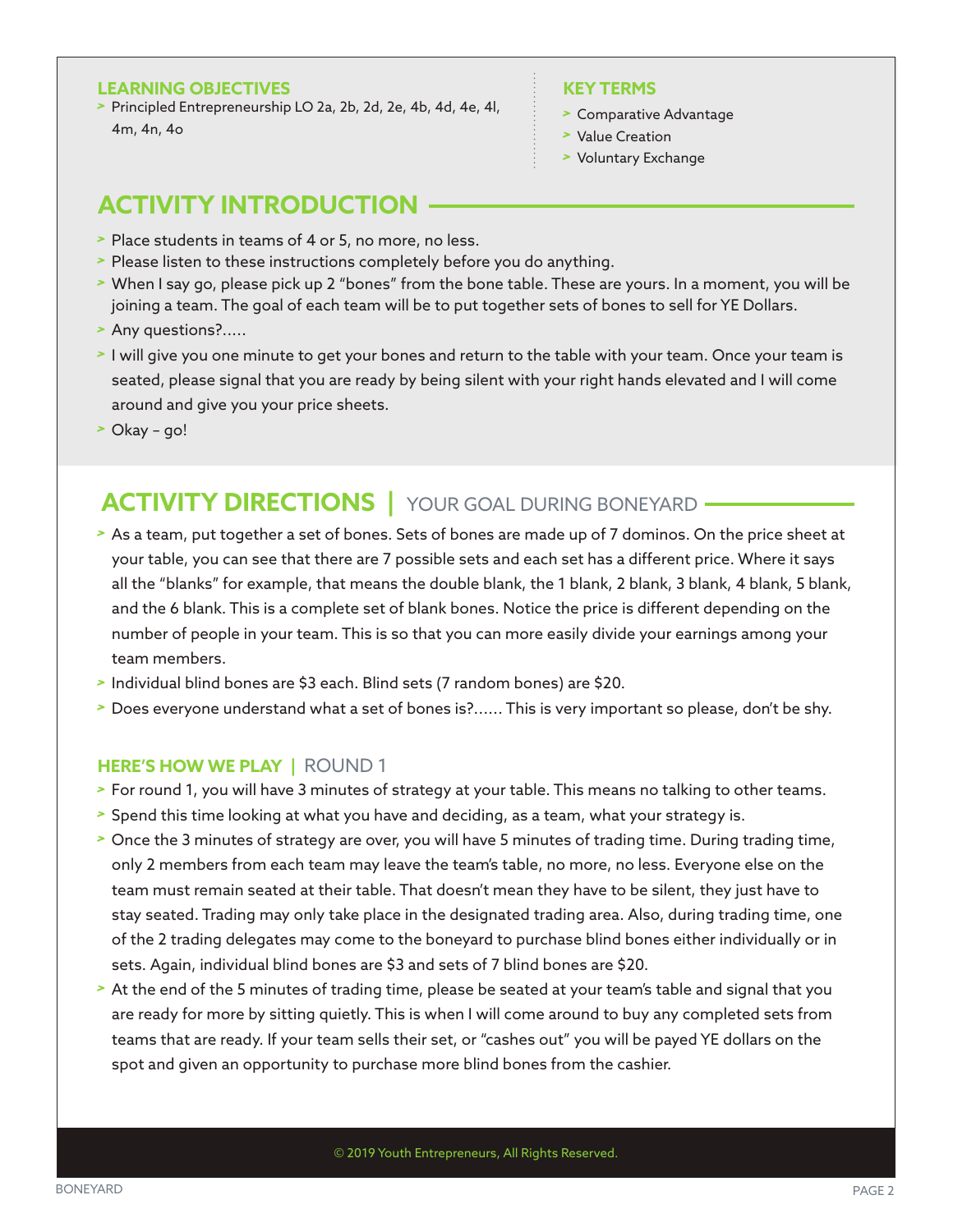#### LEARNING OBJECTIVES

- Principled Entrepreneurship LO 2a, 2b, 2d, 2e, 4b, 4d, 4e, 4l, 4m, 4n, 4o

#### KEY TERMS

- Comparative Advantage
- Value Creation
- Voluntary Exchange

## ACTIVITY INTRODUCTION

- Place students in teams of 4 or 5, no more, no less.
- Please listen to these instructions completely before you do anything.
- When I say go, please pick up 2 "bones" from the bone table. These are yours. In a moment, you will be joining a team. The goal of each team will be to put together sets of bones to sell for YE Dollars.
- Any questions?.....
- I will give you one minute to get your bones and return to the table with your team. Once your team is seated, please signal that you are ready by being silent with your right hands elevated and I will come around and give you your price sheets.
- Okay – go!

## ACTIVITY DIRECTIONS | YOUR GOAL DURING BONEYARD

- As a team, put together a set of bones. Sets of bones are made up of 7 dominos. On the price sheet at your table, you can see that there are 7 possible sets and each set has a different price. Where it says all the "blanks" for example, that means the double blank, the 1 blank, 2 blank, 3 blank, 4 blank, 5 blank, and the 6 blank. This is a complete set of blank bones. Notice the price is different depending on the number of people in your team. This is so that you can more easily divide your earnings among your team members.
- Individual blind bones are $3 each. Blind sets (7 random bones) are $20.
- Does everyone understand what a set of bones is?...... This is very important so please, don't be shy.

### HERE'S HOW WE PLAY | ROUND 1

- For round 1, you will have 3 minutes of strategy at your table. This means no talking to other teams.
- Spend this time looking at what you have and deciding, as a team, what your strategy is.
- Once the 3 minutes of strategy are over, you will have 5 minutes of trading time. During trading time, only 2 members from each team may leave the team's table, no more, no less. Everyone else on the team must remain seated at their table. That doesn't mean they have to be silent, they just have to stay seated. Trading may only take place in the designated trading area. Also, during trading time, one of the 2 trading delegates may come to the boneyard to purchase blind bones either individually or in sets. Again, individual blind bones are $3 and sets of 7 blind bones are $20.
- At the end of the 5 minutes of trading time, please be seated at your team's table and signal that you are ready for more by sitting quietly. This is when I will come around to buy any completed sets from teams that are ready. If your team sells their set, or "cashes out" you will be payed YE dollars on the spot and given an opportunity to purchase more blind bones from the cashier.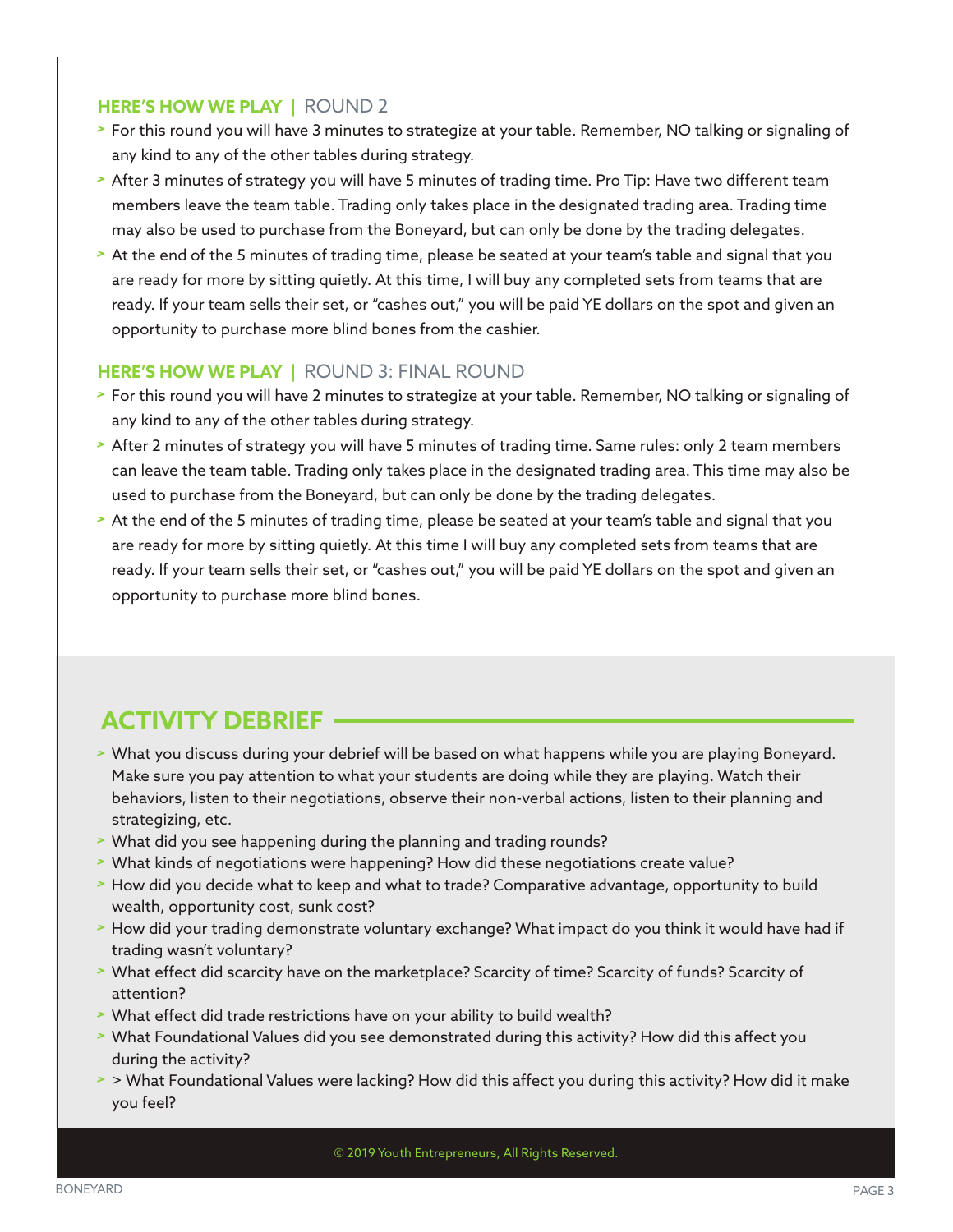## HERE'S HOW WE PLAY | ROUND 2

- For this round you will have 3 minutes to strategize at your table. Remember, NO talking or signaling of any kind to any of the other tables during strategy.
- After 3 minutes of strategy you will have 5 minutes of trading time. Pro Tip: Have two different team members leave the team table. Trading only takes place in the designated trading area. Trading time may also be used to purchase from the Boneyard, but can only be done by the trading delegates.
- At the end of the 5 minutes of trading time, please be seated at your team's table and signal that you are ready for more by sitting quietly. At this time, I will buy any completed sets from teams that are ready. If your team sells their set, or "cashes out," you will be paid YE dollars on the spot and given an opportunity to purchase more blind bones from the cashier.

## HERE'S HOW WE PLAY | ROUND 3: FINAL ROUND

- For this round you will have 2 minutes to strategize at your table. Remember, NO talking or signaling of any kind to any of the other tables during strategy.
- After 2 minutes of strategy you will have 5 minutes of trading time. Same rules: only 2 team members can leave the team table. Trading only takes place in the designated trading area. This time may also be used to purchase from the Boneyard, but can only be done by the trading delegates.
- At the end of the 5 minutes of trading time, please be seated at your team's table and signal that you are ready for more by sitting quietly. At this time I will buy any completed sets from teams that are ready. If your team sells their set, or "cashes out," you will be paid YE dollars on the spot and given an opportunity to purchase more blind bones.

## ACTIVITY DEBRIEF

- What you discuss during your debrief will be based on what happens while you are playing Boneyard. Make sure you pay attention to what your students are doing while they are playing. Watch their behaviors, listen to their negotiations, observe their non-verbal actions, listen to their planning and strategizing, etc.
- What did you see happening during the planning and trading rounds?
- What kinds of negotiations were happening? How did these negotiations create value?
- How did you decide what to keep and what to trade? Comparative advantage, opportunity to build wealth, opportunity cost, sunk cost?
- How did your trading demonstrate voluntary exchange? What impact do you think it would have had if trading wasn't voluntary?
- What effect did scarcity have on the marketplace? Scarcity of time? Scarcity of funds? Scarcity of attention?
- What effect did trade restrictions have on your ability to build wealth?
- What Foundational Values did you see demonstrated during this activity? How did this affect you during the activity?
- > What Foundational Values were lacking? How did this affect you during this activity? How did it make you feel?

© 2019 Youth Entrepreneurs, All Rights Reserved.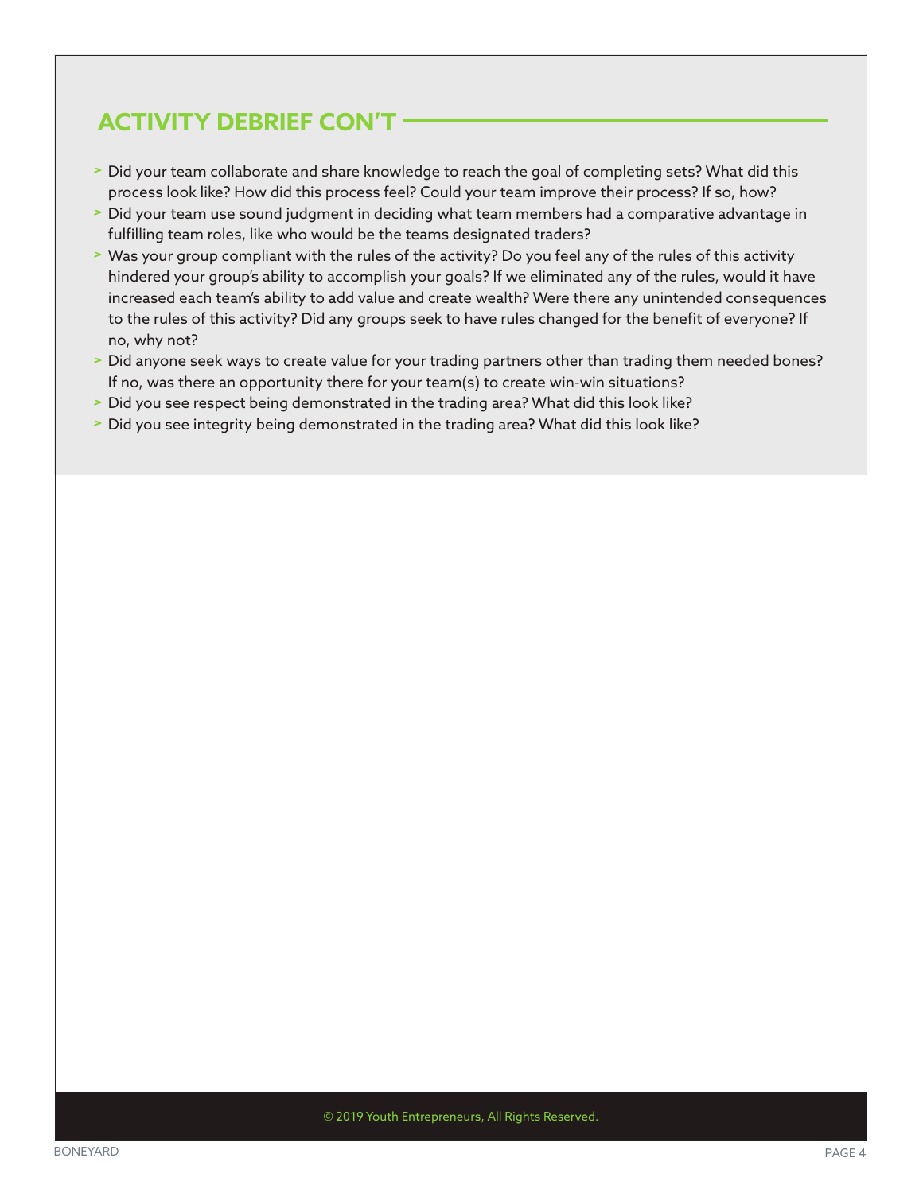## ACTIVITY DEBRIEF CON'T

- Did your team collaborate and share knowledge to reach the goal of completing sets? What did this process look like? How did this process feel? Could your team improve their process? If so, how?
- Did your team use sound judgment in deciding what team members had a comparative advantage in fulfilling team roles, like who would be the teams designated traders?
- Was your group compliant with the rules of the activity? Do you feel any of the rules of this activity hindered your group's ability to accomplish your goals? If we eliminated any of the rules, would it have increased each team's ability to add value and create wealth? Were there any unintended consequences to the rules of this activity? Did any groups seek to have rules changed for the benefit of everyone? If no, why not?
- Did anyone seek ways to create value for your trading partners other than trading them needed bones? If no, was there an opportunity there for your team(s) to create win-win situations?
- Did you see respect being demonstrated in the trading area? What did this look like?
- Did you see integrity being demonstrated in the trading area? What did this look like?

© 2019 Youth Entrepreneurs, All Rights Reserved.